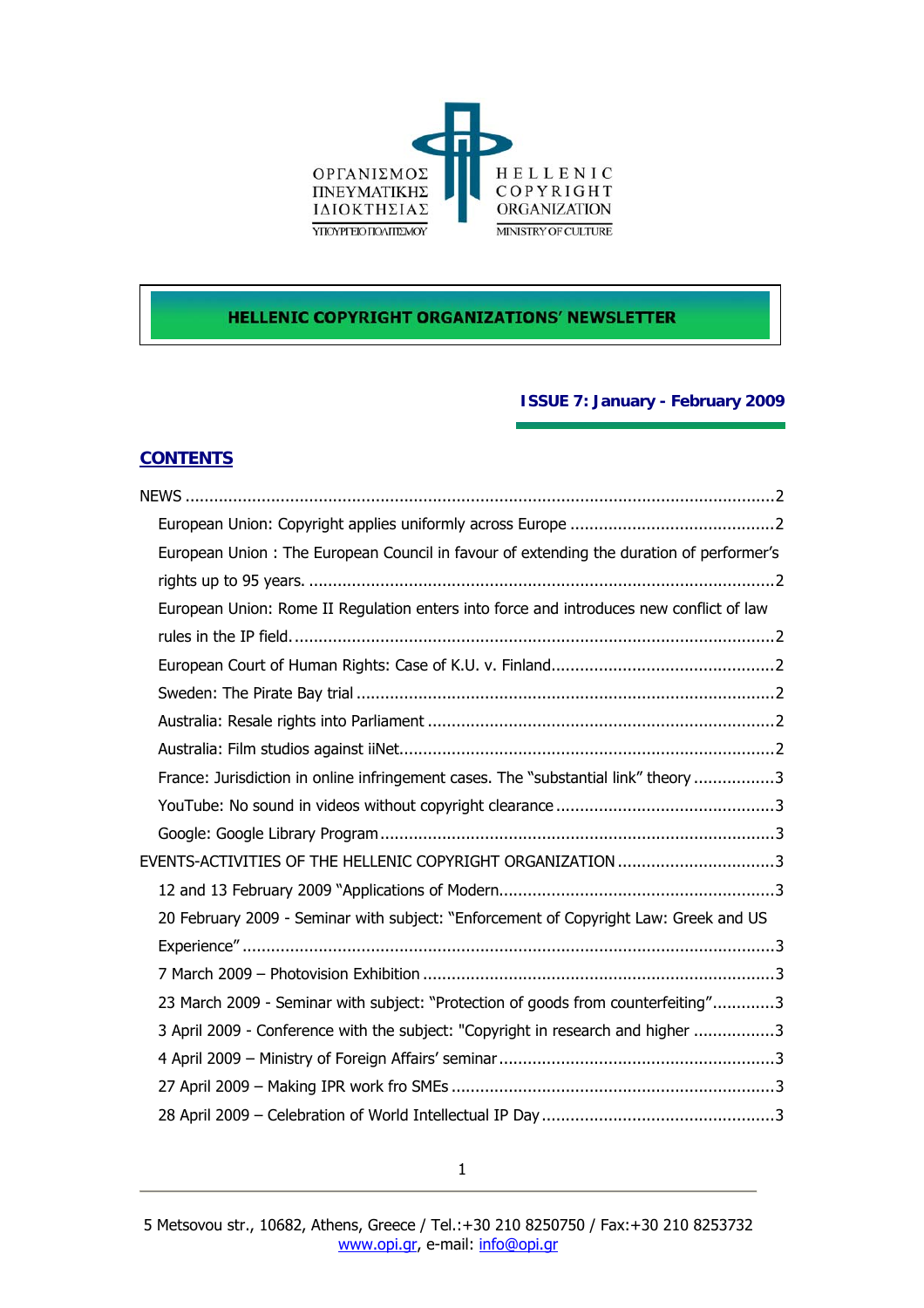ΟΡΓΑΝΙΣΜΟΣ ΠΝΕΥΜΑΤΙΚΗΣ ΙΔΙΟΚΤΗΣΙΑΣ
ΥΠΟΥΡΓΕΙΟ ΠΟΛΙΤΙΣΜΟΥ

HELLENIC COPYRIGHT ORGANIZATION
MINISTRY OF CULTURE

# HELLENIC COPYRIGHT ORGANIZATIONS' NEWSLETTER

**ISSUE 7: January - February 2009**

## CONTENTS

NEWS ....................................................................................................................2

- European Union: Copyright applies uniformly across Europe ..........................................2
- European Union : The European Council in favour of extending the duration of performer's rights up to 95 years. ..................................................................................................2
- European Union: Rome II Regulation enters into force and introduces new conflict of law rules in the IP field. ....................................................................................................2
- European Court of Human Rights: Case of K.U. v. Finland...............................................2
- Sweden: The Pirate Bay trial ........................................................................................2
- Australia: Resale rights into Parliament .........................................................................2
- Australia: Film studios against iiNet..............................................................................2
- France: Jurisdiction in online infringement cases. The "substantial link" theory .................3
- YouTube: No sound in videos without copyright clearance ..............................................3
- Google: Google Library Program ...................................................................................3

EVENTS-ACTIVITIES OF THE HELLENIC COPYRIGHT ORGANIZATION .................................3

- 12 and 13 February 2009 "Applications of Modern..........................................................3
- 20 February 2009 - Seminar with subject: "Enforcement of Copyright Law: Greek and US Experience" ...............................................................................................................3
- 7 March 2009 – Photovision Exhibition ..........................................................................3
- 23 March 2009 - Seminar with subject: "Protection of goods from counterfeiting".............3
- 3 April 2009 - Conference with the subject: "Copyright in research and higher .................3
- 4 April 2009 – Ministry of Foreign Affairs' seminar ..........................................................3
- 27 April 2009 – Making IPR work fro SMEs ....................................................................3
- 28 April 2009 – Celebration of World Intellectual IP Day .................................................3

5 Metsovou str., 10682, Athens, Greece / Tel.:+30 210 8250750 / Fax:+30 210 8253732
www.opi.gr, e-mail: info@opi.gr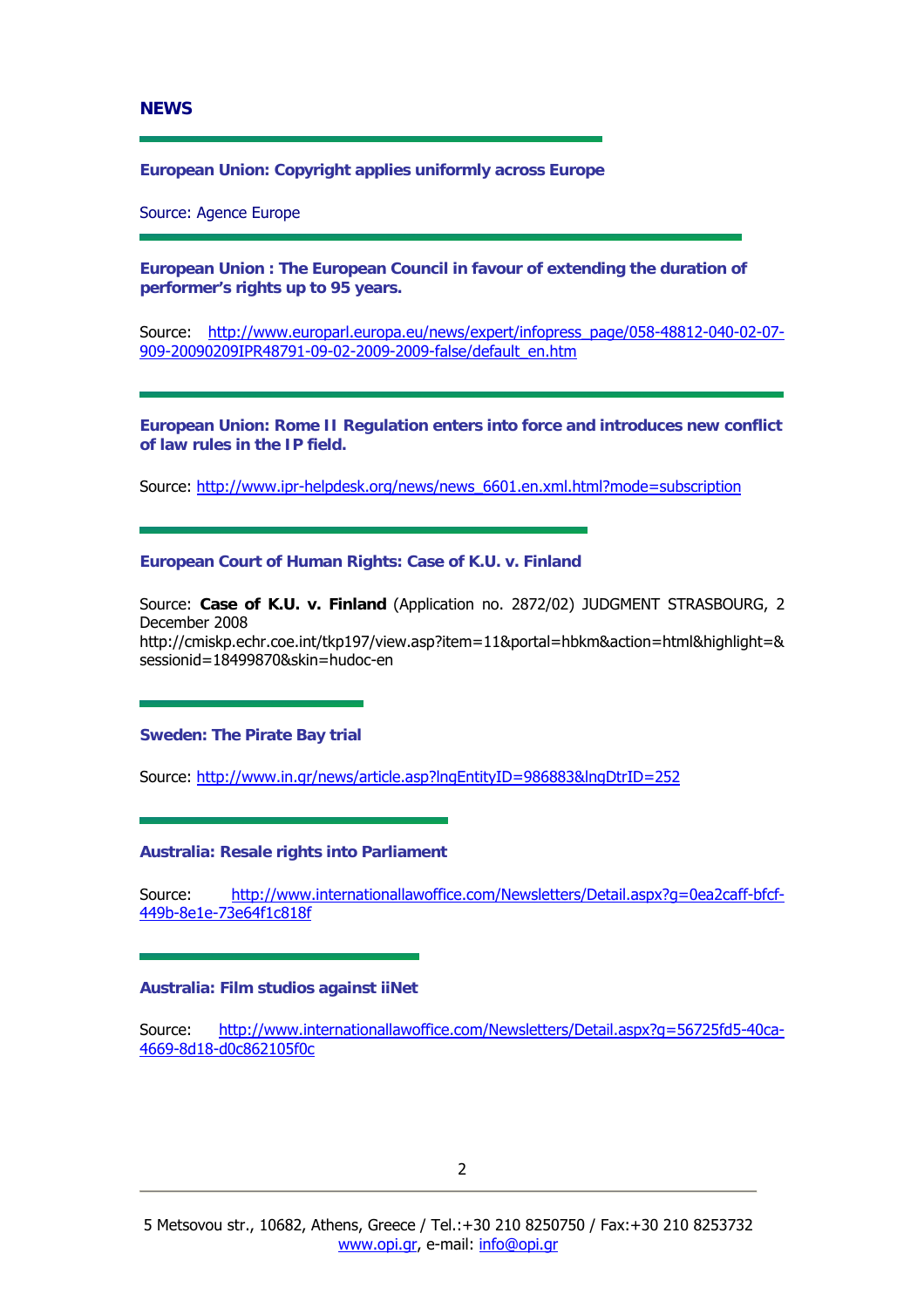## NEWS

---

**European Union: Copyright applies uniformly across Europe**

Source: Agence Europe

---

**European Union : The European Council in favour of extending the duration of performer's rights up to 95 years.**

Source: http://www.europarl.europa.eu/news/expert/infopress_page/058-48812-040-02-07-909-20090209IPR48791-09-02-2009-2009-false/default_en.htm

---

**European Union: Rome II Regulation enters into force and introduces new conflict of law rules in the IP field.**

Source: http://www.ipr-helpdesk.org/news/news_6601.en.xml.html?mode=subscription

---

**European Court of Human Rights: Case of K.U. v. Finland**

Source: **Case of K.U. v. Finland** (Application no. 2872/02) JUDGMENT STRASBOURG, 2 December 2008
http://cmiskp.echr.coe.int/tkp197/view.asp?item=11&portal=hbkm&action=html&highlight=&sessionid=18499870&skin=hudoc-en

---

**Sweden: The Pirate Bay trial**

Source: http://www.in.gr/news/article.asp?lngEntityID=986883&lngDtrID=252

---

**Australia: Resale rights into Parliament**

Source: http://www.internationallawoffice.com/Newsletters/Detail.aspx?g=0ea2caff-bfcf-449b-8e1e-73e64f1c818f

---

**Australia: Film studios against iiNet**

Source: http://www.internationallawoffice.com/Newsletters/Detail.aspx?g=56725fd5-40ca-4669-8d18-d0c862105f0c

5 Metsovou str., 10682, Athens, Greece / Tel.:+30 210 8250750 / Fax:+30 210 8253732
www.opi.gr, e-mail: info@opi.gr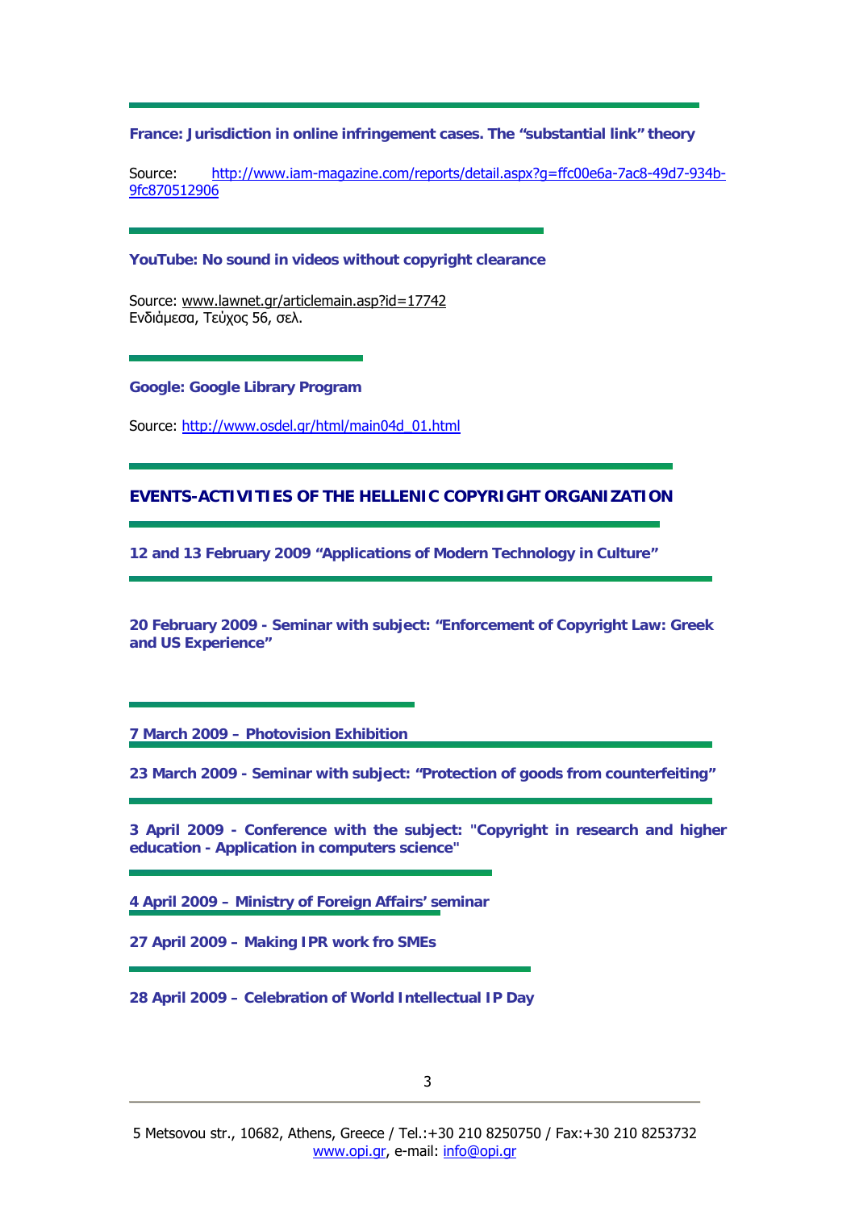### France: Jurisdiction in online infringement cases. The "substantial link" theory

Source: http://www.iam-magazine.com/reports/detail.aspx?g=ffc00e6a-7ac8-49d7-934b-9fc870512906

### YouTube: No sound in videos without copyright clearance

Source: www.lawnet.gr/articlemain.asp?id=17742
Ενδιάμεσα, Τεύχος 56, σελ.

### Google: Google Library Program

Source: http://www.osdel.gr/html/main04d_01.html

## EVENTS-ACTIVITIES OF THE HELLENIC COPYRIGHT ORGANIZATION

### 12 and 13 February 2009 "Applications of Modern Technology in Culture"

### 20 February 2009 - Seminar with subject: "Enforcement of Copyright Law: Greek and US Experience"

### 7 March 2009 – Photovision Exhibition

### 23 March 2009 - Seminar with subject: "Protection of goods from counterfeiting"

### 3 April 2009 - Conference with the subject: "Copyright in research and higher education - Application in computers science"

### 4 April 2009 – Ministry of Foreign Affairs' seminar

### 27 April 2009 – Making IPR work fro SMEs

### 28 April 2009 – Celebration of World Intellectual IP Day

5 Metsovou str., 10682, Athens, Greece / Tel.:+30 210 8250750 / Fax:+30 210 8253732
www.opi.gr, e-mail: info@opi.gr